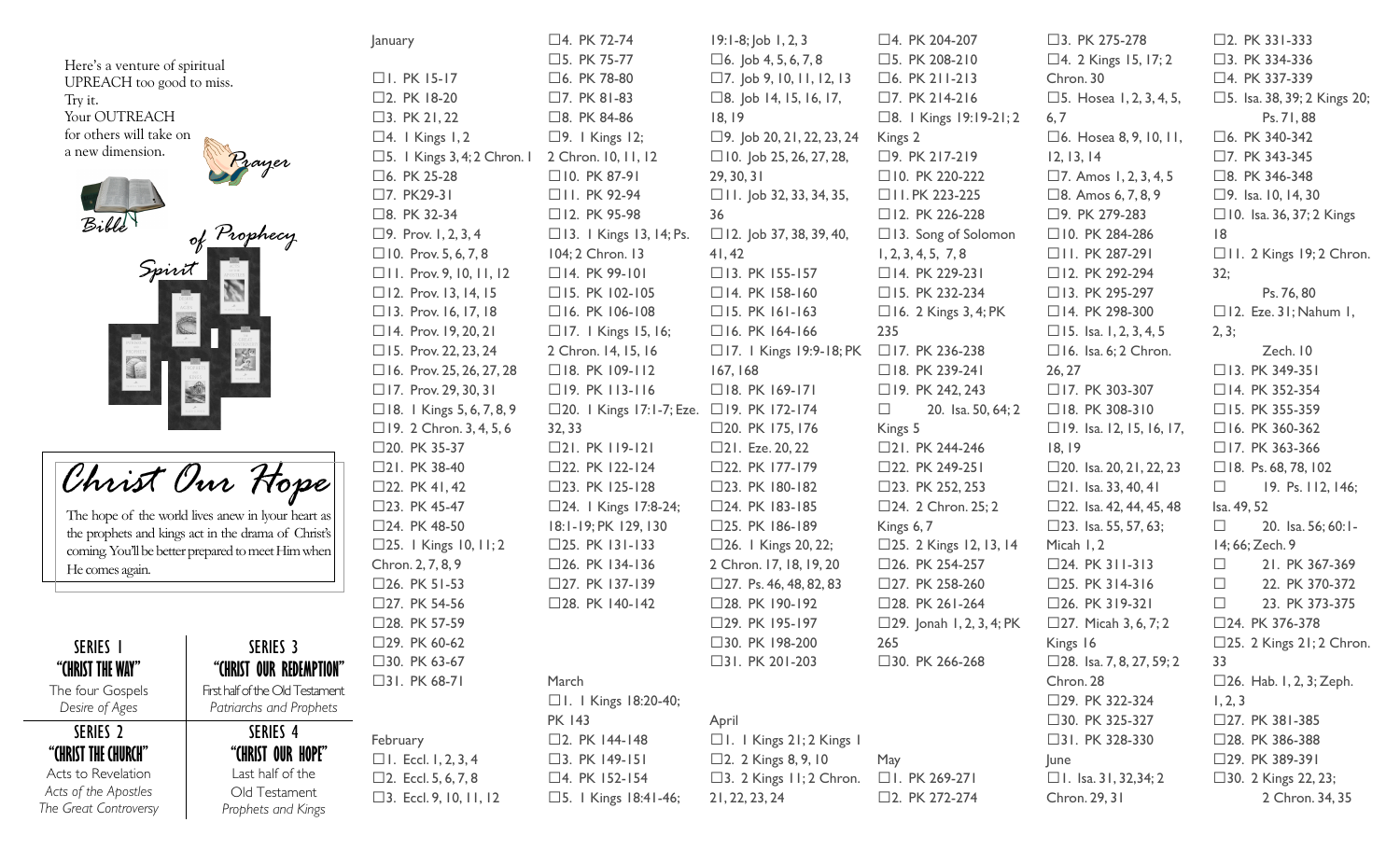Here's a venture of spiritual UPREACH too good to miss. Try it. Your OUTREACH for others will take on a new dimension.

Prayer

Bible

Spirit of Prophecy

# Christ Our Hope

The hope of the world lives anew in lyour heart as the prophets and kings act in the drama of Christ's coming. You'll be better prepared to meet Him when He comes again.

| SERIES 1 "CHRIST THE WAY" | SERIES 3 "CHRIST OUR REDEMPTION" |
| --- | --- |
| The four Gospels *Desire of Ages* | First half of the Old Testament *Patriarchs and Prophets* |
| **SERIES 2 "CHRIST THE CHURCH"** | **SERIES 4 "CHRIST OUR HOPE"** |
| Acts to Revelation *Acts of the Apostles* *The Great Controversy* | Last half of the Old Testament *Prophets and Kings* |

## January

- ☐ 1. PK 15-17
- ☐ 2. PK 18-20
- ☐ 3. PK 21, 22
- ☐ 4. 1 Kings 1, 2
- ☐ 5. 1 Kings 3, 4; 2 Chron. 1
- ☐ 6. PK 25-28
- ☐ 7. PK29-31
- ☐ 8. PK 32-34
- ☐ 9. Prov. 1, 2, 3, 4
- ☐ 10. Prov. 5, 6, 7, 8
- ☐ 11. Prov. 9, 10, 11, 12
- ☐ 12. Prov. 13, 14, 15
- ☐ 13. Prov. 16, 17, 18
- ☐ 14. Prov. 19, 20, 21
- ☐ 15. Prov. 22, 23, 24
- ☐ 16. Prov. 25, 26, 27, 28
- ☐ 17. Prov. 29, 30, 31
- ☐ 18. 1 Kings 5, 6, 7, 8, 9
- ☐ 19. 2 Chron. 3, 4, 5, 6
- ☐ 20. PK 35-37
- ☐ 21. PK 38-40
- ☐ 22. PK 41, 42
- ☐ 23. PK 45-47
- ☐ 24. PK 48-50
- ☐ 25. 1 Kings 10, 11; 2 Chron. 2, 7, 8, 9
- ☐ 26. PK 51-53
- ☐ 27. PK 54-56
- ☐ 28. PK 57-59
- ☐ 29. PK 60-62
- ☐ 30. PK 63-67
- ☐ 31. PK 68-71

## February

- ☐ 1. Eccl. 1, 2, 3, 4
- ☐ 2. Eccl. 5, 6, 7, 8
- ☐ 3. Eccl. 9, 10, 11, 12
- ☐ 4. PK 72-74
- ☐ 5. PK 75-77
- ☐ 6. PK 78-80
- ☐ 7. PK 81-83
- ☐ 8. PK 84-86
- ☐ 9. 1 Kings 12; 2 Chron. 10, 11, 12
- ☐ 10. PK 87-91
- ☐ 11. PK 92-94
- ☐ 12. PK 95-98
- ☐ 13. 1 Kings 13, 14; Ps. 104; 2 Chron. 13
- ☐ 14. PK 99-101
- ☐ 15. PK 102-105
- ☐ 16. PK 106-108
- ☐ 17. 1 Kings 15, 16; 2 Chron. 14, 15, 16
- ☐ 18. PK 109-112
- ☐ 19. PK 113-116
- ☐ 20. 1 Kings 17:1-7; Eze. 32, 33
- ☐ 21. PK 119-121
- ☐ 22. PK 122-124
- ☐ 23. PK 125-128
- ☐ 24. 1 Kings 17:8-24; 18:1-19; PK 129, 130
- ☐ 25. PK 131-133
- ☐ 26. PK 134-136
- ☐ 27. PK 137-139
- ☐ 28. PK 140-142

## March

- ☐ 1. 1 Kings 18:20-40; PK 143
- ☐ 2. PK 144-148
- ☐ 3. PK 149-151
- ☐ 4. PK 152-154
- ☐ 5. 1 Kings 18:41-46; 19:1-8; Job 1, 2, 3
- ☐ 6. Job 4, 5, 6, 7, 8
- ☐ 7. Job 9, 10, 11, 12, 13
- ☐ 8. Job 14, 15, 16, 17, 18, 19
- ☐ 9. Job 20, 21, 22, 23, 24
- ☐ 10. Job 25, 26, 27, 28, 29, 30, 31
- ☐ 11. Job 32, 33, 34, 35, 36
- ☐ 12. Job 37, 38, 39, 40, 41, 42
- ☐ 13. PK 155-157
- ☐ 14. PK 158-160
- ☐ 15. PK 161-163
- ☐ 16. PK 164-166
- ☐ 17. 1 Kings 19:9-18; PK 167, 168
- ☐ 18. PK 169-171
- ☐ 19. PK 172-174
- ☐ 20. PK 175, 176
- ☐ 21. Eze. 20, 22
- ☐ 22. PK 177-179
- ☐ 23. PK 180-182
- ☐ 24. PK 183-185
- ☐ 25. PK 186-189
- ☐ 26. 1 Kings 20, 22; 2 Chron. 17, 18, 19, 20
- ☐ 27. Ps. 46, 48, 82, 83
- ☐ 28. PK 190-192
- ☐ 29. PK 195-197
- ☐ 30. PK 198-200
- ☐ 31. PK 201-203

## April

- ☐ 1. 1 Kings 21; 2 Kings 1
- ☐ 2. 2 Kings 8, 9, 10
- ☐ 3. 2 Kings 11; 2 Chron. 21, 22, 23, 24
- ☐ 4. PK 204-207
- ☐ 5. PK 208-210
- ☐ 6. PK 211-213
- ☐ 7. PK 214-216
- ☐ 8. 1 Kings 19:19-21; 2 Kings 2
- ☐ 9. PK 217-219
- ☐ 10. PK 220-222
- ☐ 11. PK 223-225
- ☐ 12. PK 226-228
- ☐ 13. Song of Solomon 1, 2, 3, 4, 5, 7, 8
- ☐ 14. PK 229-231
- ☐ 15. PK 232-234
- ☐ 16. 2 Kings 3, 4; PK 235
- ☐ 17. PK 236-238
- ☐ 18. PK 239-241
- ☐ 19. PK 242, 243
- ☐ 20. Isa. 50, 64; 2 Kings 5
- ☐ 21. PK 244-246
- ☐ 22. PK 249-251
- ☐ 23. PK 252, 253
- ☐ 24. 2 Chron. 25; 2 Kings 6, 7
- ☐ 25. 2 Kings 12, 13, 14
- ☐ 26. PK 254-257
- ☐ 27. PK 258-260
- ☐ 28. PK 261-264
- ☐ 29. Jonah 1, 2, 3, 4; PK 265
- ☐ 30. PK 266-268

## May

- ☐ 1. PK 269-271
- ☐ 2. PK 272-274
- ☐ 3. PK 275-278
- ☐ 4. 2 Kings 15, 17; 2 Chron. 30
- ☐ 5. Hosea 1, 2, 3, 4, 5, 6, 7
- ☐ 6. Hosea 8, 9, 10, 11, 12, 13, 14
- ☐ 7. Amos 1, 2, 3, 4, 5
- ☐ 8. Amos 6, 7, 8, 9
- ☐ 9. PK 279-283
- ☐ 10. PK 284-286
- ☐ 11. PK 287-291
- ☐ 12. PK 292-294
- ☐ 13. PK 295-297
- ☐ 14. PK 298-300
- ☐ 15. Isa. 1, 2, 3, 4, 5
- ☐ 16. Isa. 6; 2 Chron. 26, 27
- ☐ 17. PK 303-307
- ☐ 18. PK 308-310
- ☐ 19. Isa. 12, 15, 16, 17, 18, 19
- ☐ 20. Isa. 20, 21, 22, 23
- ☐ 21. Isa. 33, 40, 41
- ☐ 22. Isa. 42, 44, 45, 48
- ☐ 23. Isa. 55, 57, 63; Micah 1, 2
- ☐ 24. PK 311-313
- ☐ 25. PK 314-316
- ☐ 26. PK 319-321
- ☐ 27. Micah 3, 6, 7; 2 Kings 16
- ☐ 28. Isa. 7, 8, 27, 59; 2 Chron. 28
- ☐ 29. PK 322-324
- ☐ 30. PK 325-327
- ☐ 31. PK 328-330

## June

- ☐ 1. Isa. 31, 32, 34; 2 Chron. 29, 31
- ☐ 2. PK 331-333
- ☐ 3. PK 334-336
- ☐ 4. PK 337-339
- ☐ 5. Isa. 38, 39; 2 Kings 20; Ps. 71, 88
- ☐ 6. PK 340-342
- ☐ 7. PK 343-345
- ☐ 8. PK 346-348
- ☐ 9. Isa. 10, 14, 30
- ☐ 10. Isa. 36, 37; 2 Kings 18
- ☐ 11. 2 Kings 19; 2 Chron. 32; Ps. 76, 80
- ☐ 12. Eze. 31; Nahum 1, 2, 3; Zech. 10
- ☐ 13. PK 349-351
- ☐ 14. PK 352-354
- ☐ 15. PK 355-359
- ☐ 16. PK 360-362
- ☐ 17. PK 363-366
- ☐ 18. Ps. 68, 78, 102
- ☐ 19. Ps. 112, 146; Isa. 49, 52
- ☐ 20. Isa. 56; 60:1-14; 66; Zech. 9
- ☐ 21. PK 367-369
- ☐ 22. PK 370-372
- ☐ 23. PK 373-375
- ☐ 24. PK 376-378
- ☐ 25. 2 Kings 21; 2 Chron. 33
- ☐ 26. Hab. 1, 2, 3; Zeph. 1, 2, 3
- ☐ 27. PK 381-385
- ☐ 28. PK 386-388
- ☐ 29. PK 389-391
- ☐ 30. 2 Kings 22, 23; 2 Chron. 34, 35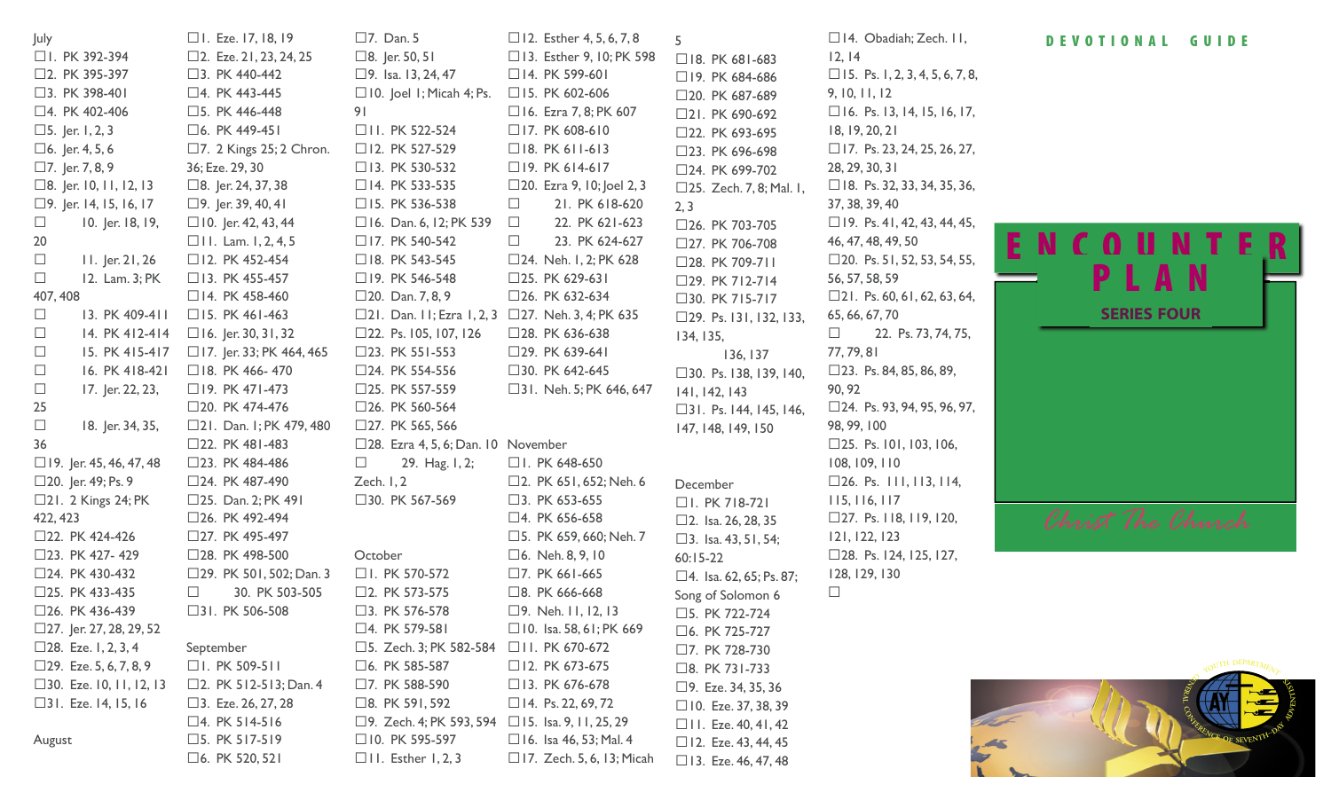July

☐1. PK 392-394
☐2. PK 395-397
☐3. PK 398-401
☐4. PK 402-406
☐5. Jer. 1, 2, 3
☐6. Jer. 4, 5, 6
☐7. Jer. 7, 8, 9
☐8. Jer. 10, 11, 12, 13
☐9. Jer. 14, 15, 16, 17
☐10. Jer. 18, 19, 20
☐11. Jer. 21, 26
☐12. Lam. 3; PK 407, 408
☐13. PK 409-411
☐14. PK 412-414
☐15. PK 415-417
☐16. PK 418-421
☐17. Jer. 22, 23, 25
☐18. Jer. 34, 35, 36
☐19. Jer. 45, 46, 47, 48
☐20. Jer. 49; Ps. 9
☐21. 2 Kings 24; PK 422, 423
☐22. PK 424-426
☐23. PK 427- 429
☐24. PK 430-432
☐25. PK 433-435
☐26. PK 436-439
☐27. Jer. 27, 28, 29, 52
☐28. Eze. 1, 2, 3, 4
☐29. Eze. 5, 6, 7, 8, 9
☐30. Eze. 10, 11, 12, 13
☐31. Eze. 14, 15, 16

August

☐1. Eze. 17, 18, 19
☐2. Eze. 21, 23, 24, 25
☐3. PK 440-442
☐4. PK 443-445
☐5. PK 446-448
☐6. PK 449-451
☐7. 2 Kings 25; 2 Chron. 36; Eze. 29, 30
☐8. Jer. 24, 37, 38
☐9. Jer. 39, 40, 41
☐10. Jer. 42, 43, 44
☐11. Lam. 1, 2, 4, 5
☐12. PK 452-454
☐13. PK 455-457
☐14. PK 458-460
☐15. PK 461-463
☐16. Jer. 30, 31, 32
☐17. Jer. 33; PK 464, 465
☐18. PK 466- 470
☐19. PK 471-473
☐20. PK 474-476
☐21. Dan. 1; PK 479, 480
☐22. PK 481-483
☐23. PK 484-486
☐24. PK 487-490
☐25. Dan. 2; PK 491
☐26. PK 492-494
☐27. PK 495-497
☐28. PK 498-500
☐29. PK 501, 502; Dan. 3
☐30. PK 503-505
☐31. PK 506-508

September

☐1. PK 509-511
☐2. PK 512-513; Dan. 4
☐3. Eze. 26, 27, 28
☐4. PK 514-516
☐5. PK 517-519
☐6. PK 520, 521
☐7. Dan. 5
☐8. Jer. 50, 51
☐9. Isa. 13, 24, 47
☐10. Joel 1; Micah 4; Ps. 91
☐11. PK 522-524
☐12. PK 527-529
☐13. PK 530-532
☐14. PK 533-535
☐15. PK 536-538
☐16. Dan. 6, 12; PK 539
☐17. PK 540-542
☐18. PK 543-545
☐19. PK 546-548
☐20. Dan. 7, 8, 9
☐21. Dan. 11; Ezra 1, 2, 3
☐22. Ps. 105, 107, 126
☐23. PK 551-553
☐24. PK 554-556
☐25. PK 557-559
☐26. PK 560-564
☐27. PK 565, 566
☐28. Ezra 4, 5, 6; Dan. 10
☐29. Hag. 1, 2; Zech. 1, 2
☐30. PK 567-569

October

☐1. PK 570-572
☐2. PK 573-575
☐3. PK 576-578
☐4. PK 579-581
☐5. Zech. 3; PK 582-584
☐6. PK 585-587
☐7. PK 588-590
☐8. PK 591, 592
☐9. Zech. 4; PK 593, 594
☐10. PK 595-597
☐11. Esther 1, 2, 3
☐12. Esther 4, 5, 6, 7, 8
☐13. Esther 9, 10; PK 598
☐14. PK 599-601
☐15. PK 602-606
☐16. Ezra 7, 8; PK 607
☐17. PK 608-610
☐18. PK 611-613
☐19. PK 614-617
☐20. Ezra 9, 10; Joel 2, 3
☐21. PK 618-620
☐22. PK 621-623
☐23. PK 624-627
☐24. Neh. 1, 2; PK 628
☐25. PK 629-631
☐26. PK 632-634
☐27. Neh. 3, 4; PK 635
☐28. PK 636-638
☐29. PK 639-641
☐30. PK 642-645
☐31. Neh. 5; PK 646, 647

November

☐1. PK 648-650
☐2. PK 651, 652; Neh. 6
☐3. PK 653-655
☐4. PK 656-658
☐5. PK 659, 660; Neh. 7
☐6. Neh. 8, 9, 10
☐7. PK 661-665
☐8. PK 666-668
☐9. Neh. 11, 12, 13
☐10. Isa. 58, 61; PK 669
☐11. PK 670-672
☐12. PK 673-675
☐13. PK 676-678
☐14. Ps. 22, 69, 72
☐15. Isa. 9, 11, 25, 29
☐16. Isa 46, 53; Mal. 4
☐17. Zech. 5, 6, 13; Micah 5
☐18. PK 681-683
☐19. PK 684-686
☐20. PK 687-689
☐21. PK 690-692
☐22. PK 693-695
☐23. PK 696-698
☐24. PK 699-702
☐25. Zech. 7, 8; Mal. 1, 2, 3
☐26. PK 703-705
☐27. PK 706-708
☐28. PK 709-711
☐29. PK 712-714
☐30. PK 715-717

December

☐1. PK 718-721
☐2. Isa. 26, 28, 35
☐3. Isa. 43, 51, 54; 60:15-22
☐4. Isa. 62, 65; Ps. 87; Song of Solomon 6
☐5. PK 722-724
☐6. PK 725-727
☐7. PK 728-730
☐8. PK 731-733
☐9. Eze. 34, 35, 36
☐10. Eze. 37, 38, 39
☐11. Eze. 40, 41, 42
☐12. Eze. 43, 44, 45
☐13. Eze. 46, 47, 48
☐14. Obadiah; Zech. 11, 12, 14
☐15. Ps. 1, 2, 3, 4, 5, 6, 7, 8, 9, 10, 11, 12
☐16. Ps. 13, 14, 15, 16, 17, 18, 19, 20, 21
☐17. Ps. 23, 24, 25, 26, 27, 28, 29, 30, 31
☐18. Ps. 32, 33, 34, 35, 36, 37, 38, 39, 40
☐19. Ps. 41, 42, 43, 44, 45, 46, 47, 48, 49, 50
☐20. Ps. 51, 52, 53, 54, 55, 56, 57, 58, 59
☐21. Ps. 60, 61, 62, 63, 64, 65, 66, 67, 70
☐22. Ps. 73, 74, 75, 77, 79, 81
☐23. Ps. 84, 85, 86, 89, 90, 92
☐24. Ps. 93, 94, 95, 96, 97, 98, 99, 100
☐25. Ps. 101, 103, 106, 108, 109, 110
☐26. Ps. 111, 113, 114, 115, 116, 117
☐27. Ps. 118, 119, 120, 121, 122, 123
☐28. Ps. 124, 125, 127, 128, 129, 130
☐29. Ps. 131, 132, 133, 134, 135, 136, 137
☐30. Ps. 138, 139, 140, 141, 142, 143
☐31. Ps. 144, 145, 146, 147, 148, 149, 150

# DEVOTIONAL GUIDE

# ENCOUNTER PLAN

## SERIES FOUR

*Christ The Church*

Youth Department · Trinidad Conference of Seventh-day Adventists · AY